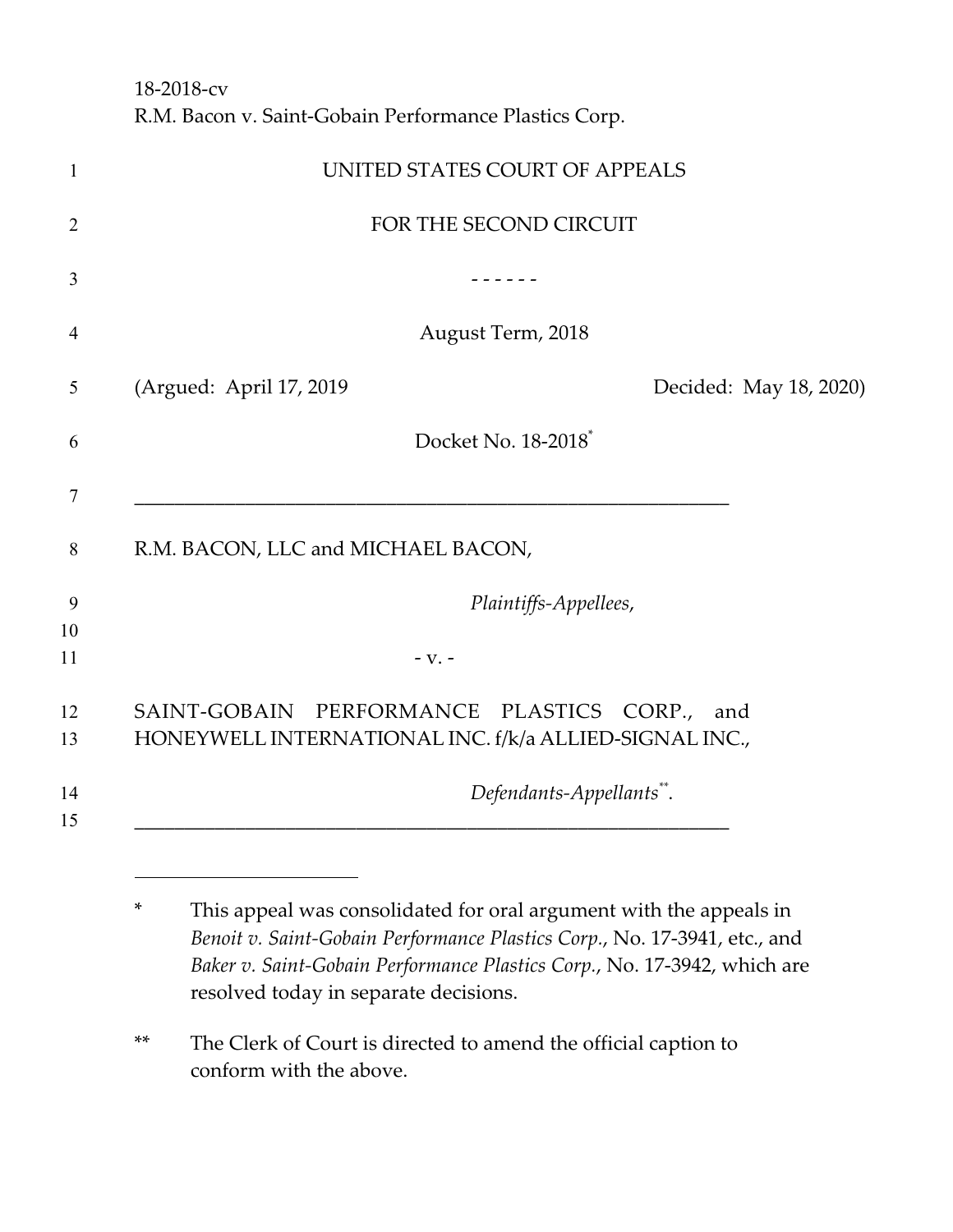18-2018-cv
R.M. Bacon v. Saint-Gobain Performance Plastics Corp.

UNITED STATES COURT OF APPEALS

FOR THE SECOND CIRCUIT

\- - - - - -

August Term, 2018

(Argued: April 17, 2019 Decided: May 18, 2020)

Docket No. 18-2018[*]

---

R.M. BACON, LLC and MICHAEL BACON,

*Plaintiffs-Appellees*,

\- v. -

SAINT-GOBAIN PERFORMANCE PLASTICS CORP., and HONEYWELL INTERNATIONAL INC. f/k/a ALLIED-SIGNAL INC.,

*Defendants-Appellants*[**].

---

\* This appeal was consolidated for oral argument with the appeals in *Benoit v. Saint-Gobain Performance Plastics Corp.*, No. 17-3941, etc., and *Baker v. Saint-Gobain Performance Plastics Corp.*, No. 17-3942, which are resolved today in separate decisions.

\*\* The Clerk of Court is directed to amend the official caption to conform with the above.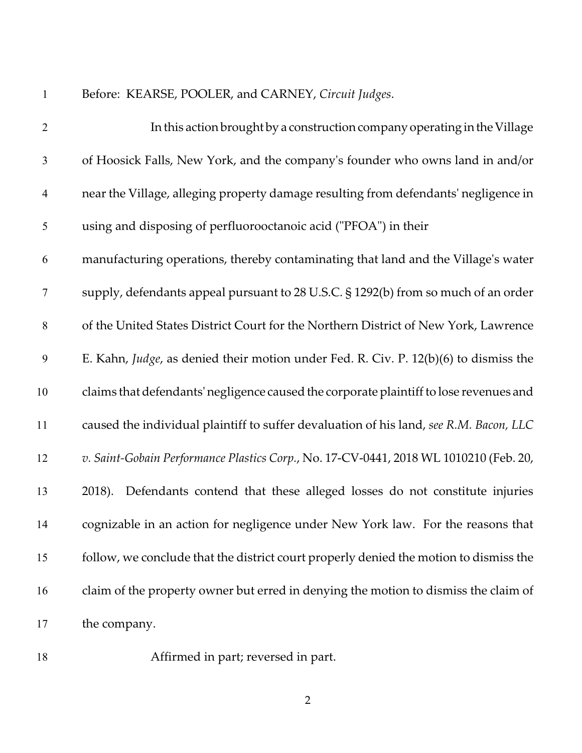Before: KEARSE, POOLER, and CARNEY, *Circuit Judges*.

In this action brought by a construction company operating in the Village of Hoosick Falls, New York, and the company's founder who owns land in and/or near the Village, alleging property damage resulting from defendants' negligence in using and disposing of perfluorooctanoic acid ("PFOA") in their manufacturing operations, thereby contaminating that land and the Village's water supply, defendants appeal pursuant to 28 U.S.C. § 1292(b) from so much of an order of the United States District Court for the Northern District of New York, Lawrence E. Kahn, *Judge*, as denied their motion under Fed. R. Civ. P. 12(b)(6) to dismiss the claims that defendants' negligence caused the corporate plaintiff to lose revenues and caused the individual plaintiff to suffer devaluation of his land, *see R.M. Bacon, LLC v. Saint-Gobain Performance Plastics Corp.*, No. 17-CV-0441, 2018 WL 1010210 (Feb. 20, 2018). Defendants contend that these alleged losses do not constitute injuries cognizable in an action for negligence under New York law. For the reasons that follow, we conclude that the district court properly denied the motion to dismiss the claim of the property owner but erred in denying the motion to dismiss the claim of the company.

Affirmed in part; reversed in part.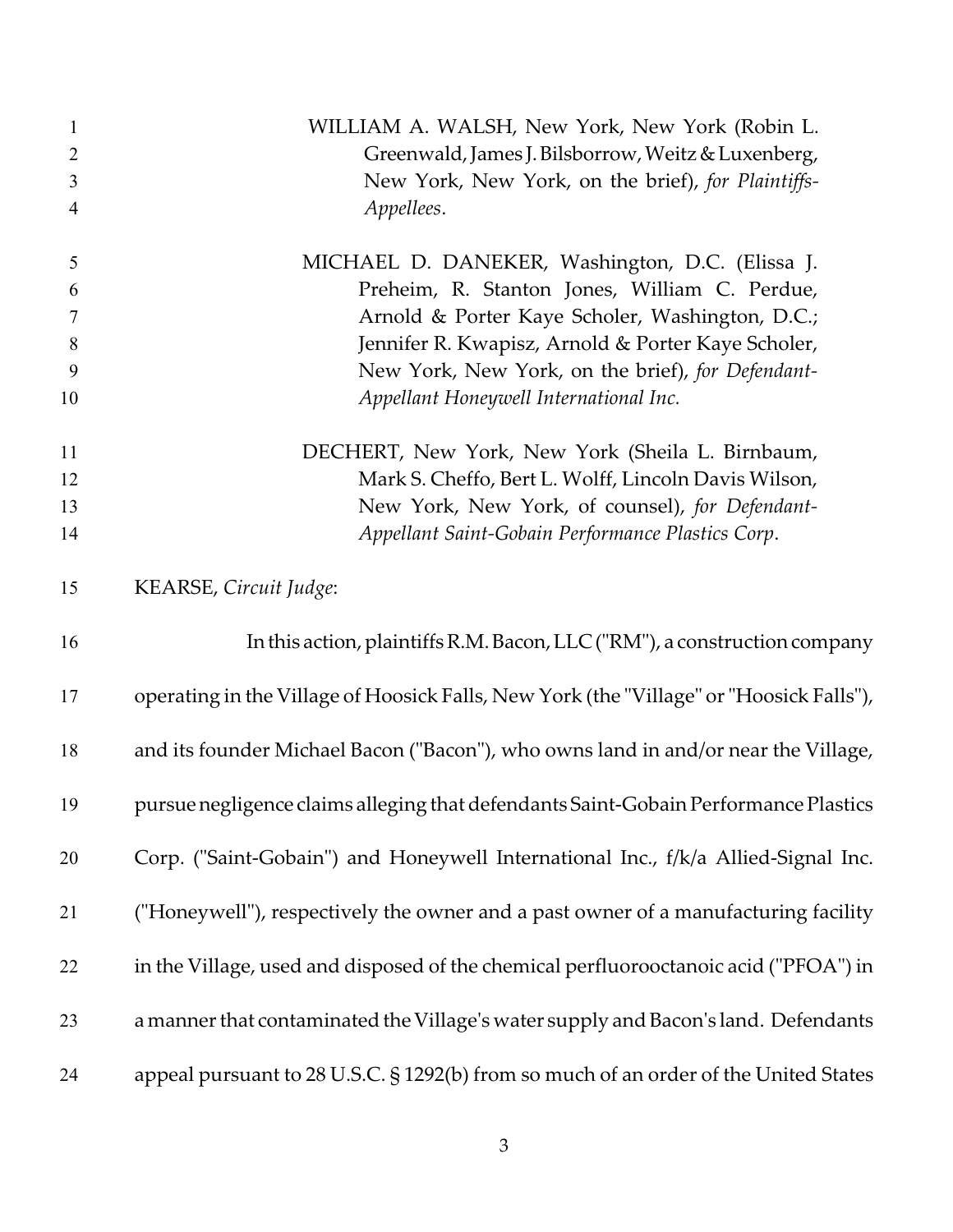WILLIAM A. WALSH, New York, New York (Robin L. Greenwald, James J. Bilsborrow, Weitz & Luxenberg, New York, New York, on the brief), *for Plaintiffs-Appellees*.

MICHAEL D. DANEKER, Washington, D.C. (Elissa J. Preheim, R. Stanton Jones, William C. Perdue, Arnold & Porter Kaye Scholer, Washington, D.C.; Jennifer R. Kwapisz, Arnold & Porter Kaye Scholer, New York, New York, on the brief), *for Defendant-Appellant Honeywell International Inc.*

DECHERT, New York, New York (Sheila L. Birnbaum, Mark S. Cheffo, Bert L. Wolff, Lincoln Davis Wilson, New York, New York, of counsel), *for Defendant-Appellant Saint-Gobain Performance Plastics Corp*.

KEARSE, *Circuit Judge*:

In this action, plaintiffs R.M. Bacon, LLC ("RM"), a construction company operating in the Village of Hoosick Falls, New York (the "Village" or "Hoosick Falls"), and its founder Michael Bacon ("Bacon"), who owns land in and/or near the Village, pursue negligence claims alleging that defendants Saint-Gobain Performance Plastics Corp. ("Saint-Gobain") and Honeywell International Inc., f/k/a Allied-Signal Inc. ("Honeywell"), respectively the owner and a past owner of a manufacturing facility in the Village, used and disposed of the chemical perfluorooctanoic acid ("PFOA") in a manner that contaminated the Village's water supply and Bacon's land. Defendants appeal pursuant to 28 U.S.C. § 1292(b) from so much of an order of the United States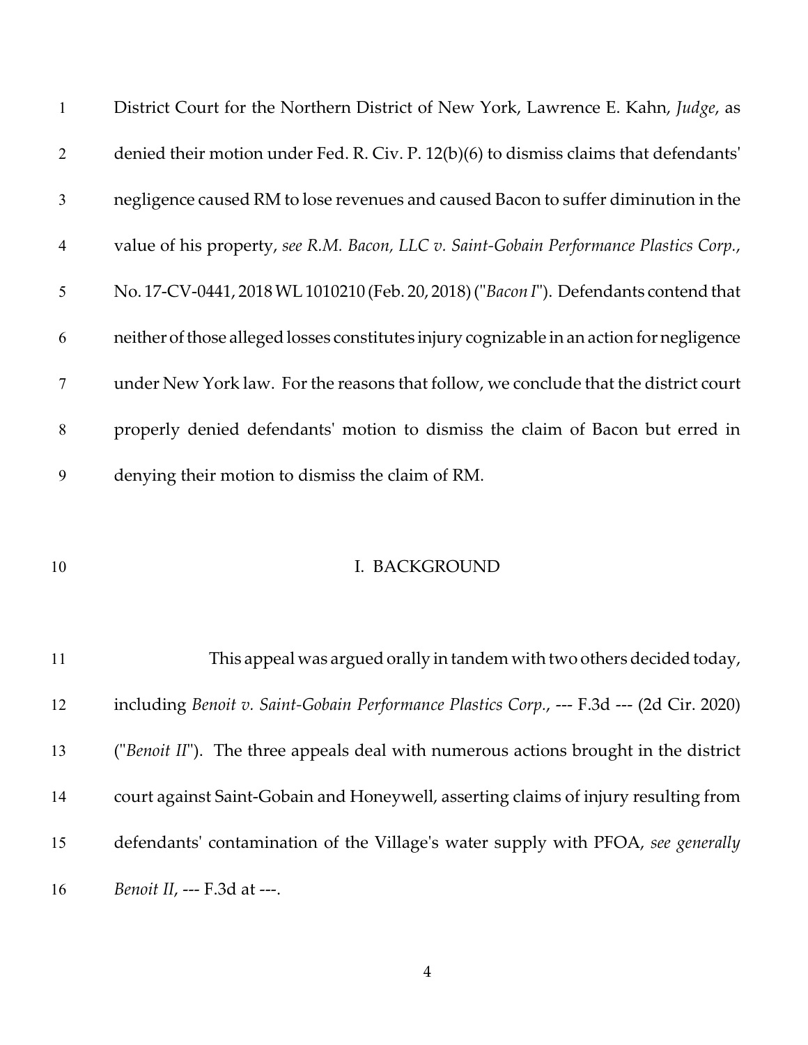District Court for the Northern District of New York, Lawrence E. Kahn, *Judge*, as denied their motion under Fed. R. Civ. P. 12(b)(6) to dismiss claims that defendants' negligence caused RM to lose revenues and caused Bacon to suffer diminution in the value of his property, *see R.M. Bacon, LLC v. Saint-Gobain Performance Plastics Corp.*, No. 17-CV-0441, 2018 WL 1010210 (Feb. 20, 2018) ("*Bacon I*"). Defendants contend that neither of those alleged losses constitutes injury cognizable in an action for negligence under New York law. For the reasons that follow, we conclude that the district court properly denied defendants' motion to dismiss the claim of Bacon but erred in denying their motion to dismiss the claim of RM.

## I. BACKGROUND

This appeal was argued orally in tandem with two others decided today, including *Benoit v. Saint-Gobain Performance Plastics Corp.*, --- F.3d --- (2d Cir. 2020) ("*Benoit II*"). The three appeals deal with numerous actions brought in the district court against Saint-Gobain and Honeywell, asserting claims of injury resulting from defendants' contamination of the Village's water supply with PFOA, *see generally Benoit II*, --- F.3d at ---.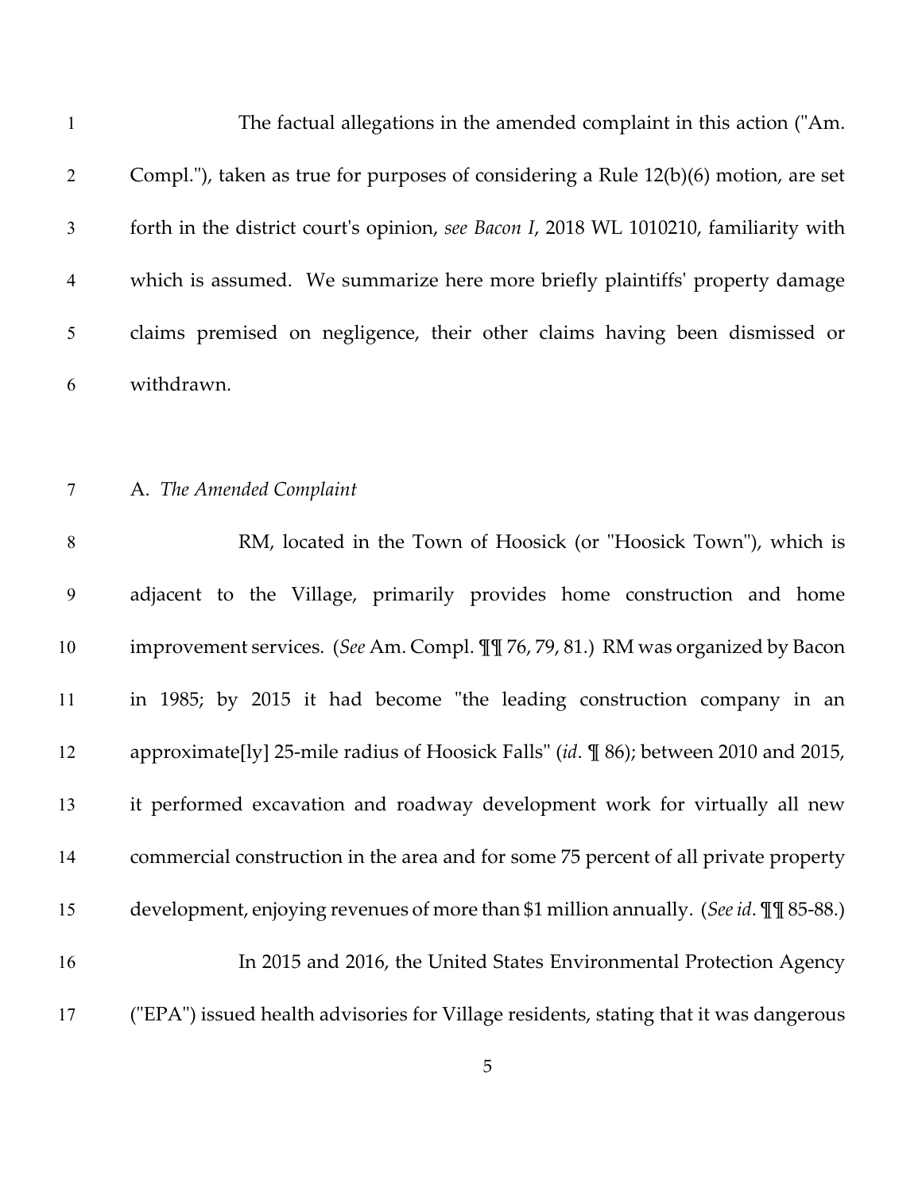The factual allegations in the amended complaint in this action ("Am. Compl."), taken as true for purposes of considering a Rule 12(b)(6) motion, are set forth in the district court's opinion, *see Bacon I*, 2018 WL 1010210, familiarity with which is assumed. We summarize here more briefly plaintiffs' property damage claims premised on negligence, their other claims having been dismissed or withdrawn.

A. *The Amended Complaint*

RM, located in the Town of Hoosick (or "Hoosick Town"), which is adjacent to the Village, primarily provides home construction and home improvement services. (*See* Am. Compl. ¶¶ 76, 79, 81.) RM was organized by Bacon in 1985; by 2015 it had become "the leading construction company in an approximate[ly] 25-mile radius of Hoosick Falls" (*id*. ¶ 86); between 2010 and 2015, it performed excavation and roadway development work for virtually all new commercial construction in the area and for some 75 percent of all private property development, enjoying revenues of more than $1 million annually. (*See id*. ¶¶ 85-88.)

In 2015 and 2016, the United States Environmental Protection Agency ("EPA") issued health advisories for Village residents, stating that it was dangerous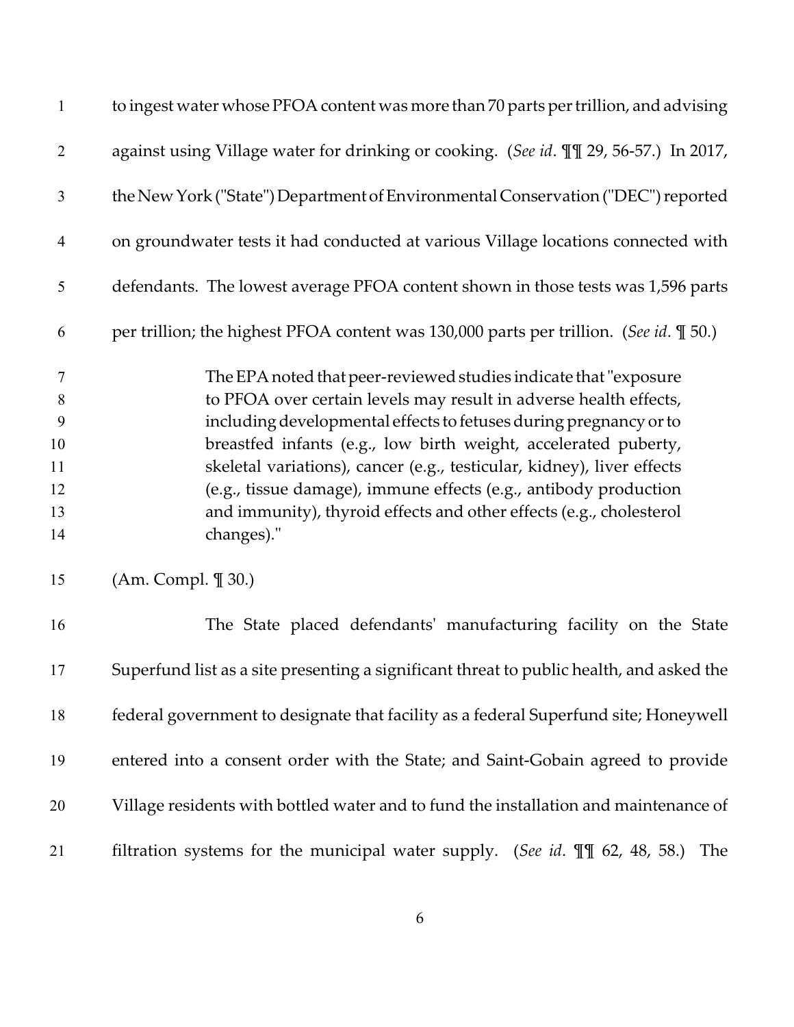to ingest water whose PFOA content was more than 70 parts per trillion, and advising against using Village water for drinking or cooking. (*See id*. ¶¶ 29, 56-57.) In 2017, the New York ("State") Department of Environmental Conservation ("DEC") reported on groundwater tests it had conducted at various Village locations connected with defendants. The lowest average PFOA content shown in those tests was 1,596 parts per trillion; the highest PFOA content was 130,000 parts per trillion. (*See id*. ¶ 50.)

> The EPA noted that peer-reviewed studies indicate that "exposure to PFOA over certain levels may result in adverse health effects, including developmental effects to fetuses during pregnancy or to breastfed infants (e.g., low birth weight, accelerated puberty, skeletal variations), cancer (e.g., testicular, kidney), liver effects (e.g., tissue damage), immune effects (e.g., antibody production and immunity), thyroid effects and other effects (e.g., cholesterol changes)."

(Am. Compl. ¶ 30.)

The State placed defendants' manufacturing facility on the State Superfund list as a site presenting a significant threat to public health, and asked the federal government to designate that facility as a federal Superfund site; Honeywell entered into a consent order with the State; and Saint-Gobain agreed to provide Village residents with bottled water and to fund the installation and maintenance of filtration systems for the municipal water supply. (*See id*. ¶¶ 62, 48, 58.) The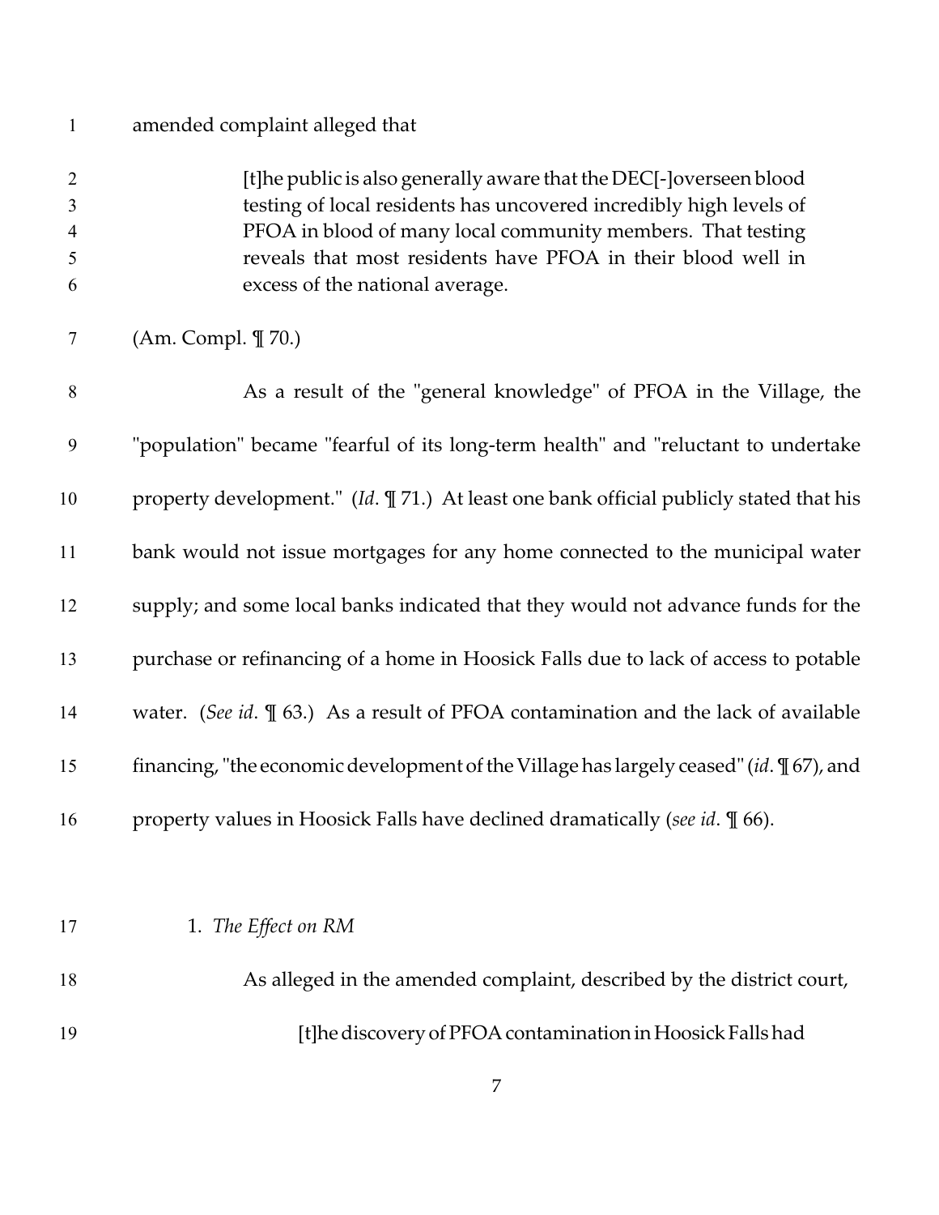amended complaint alleged that

> [t]he public is also generally aware that the DEC[-]overseen blood testing of local residents has uncovered incredibly high levels of PFOA in blood of many local community members. That testing reveals that most residents have PFOA in their blood well in excess of the national average.

(Am. Compl. ¶ 70.)

As a result of the "general knowledge" of PFOA in the Village, the "population" became "fearful of its long-term health" and "reluctant to undertake property development." (*Id*. ¶ 71.) At least one bank official publicly stated that his bank would not issue mortgages for any home connected to the municipal water supply; and some local banks indicated that they would not advance funds for the purchase or refinancing of a home in Hoosick Falls due to lack of access to potable water. (*See id*. ¶ 63.) As a result of PFOA contamination and the lack of available financing, "the economic development of the Village has largely ceased" (*id*. ¶ 67), and property values in Hoosick Falls have declined dramatically (*see id*. ¶ 66).

1. *The Effect on RM*

As alleged in the amended complaint, described by the district court,

> [t]he discovery of PFOA contamination in Hoosick Falls had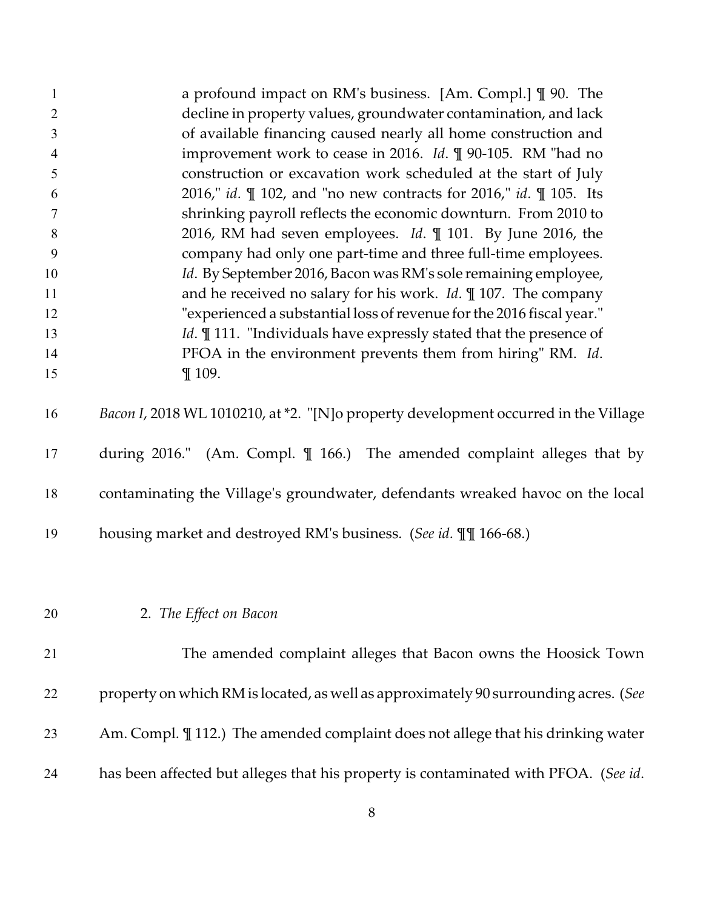> a profound impact on RM's business. [Am. Compl.] ¶ 90. The decline in property values, groundwater contamination, and lack of available financing caused nearly all home construction and improvement work to cease in 2016. *Id*. ¶ 90-105. RM "had no construction or excavation work scheduled at the start of July 2016," *id*. ¶ 102, and "no new contracts for 2016," *id*. ¶ 105. Its shrinking payroll reflects the economic downturn. From 2010 to 2016, RM had seven employees. *Id*. ¶ 101. By June 2016, the company had only one part-time and three full-time employees. *Id*. By September 2016, Bacon was RM's sole remaining employee, and he received no salary for his work. *Id*. ¶ 107. The company "experienced a substantial loss of revenue for the 2016 fiscal year." *Id*. ¶ 111. "Individuals have expressly stated that the presence of PFOA in the environment prevents them from hiring" RM. *Id*. ¶ 109.

*Bacon I*, 2018 WL 1010210, at *2. "[N]o property development occurred in the Village during 2016." (Am. Compl. ¶ 166.) The amended complaint alleges that by contaminating the Village's groundwater, defendants wreaked havoc on the local housing market and destroyed RM's business. (*See id*. ¶¶ 166-68.)

2. *The Effect on Bacon*

The amended complaint alleges that Bacon owns the Hoosick Town property on which RM is located, as well as approximately 90 surrounding acres. (*See* Am. Compl. ¶ 112.) The amended complaint does not allege that his drinking water has been affected but alleges that his property is contaminated with PFOA. (*See id*.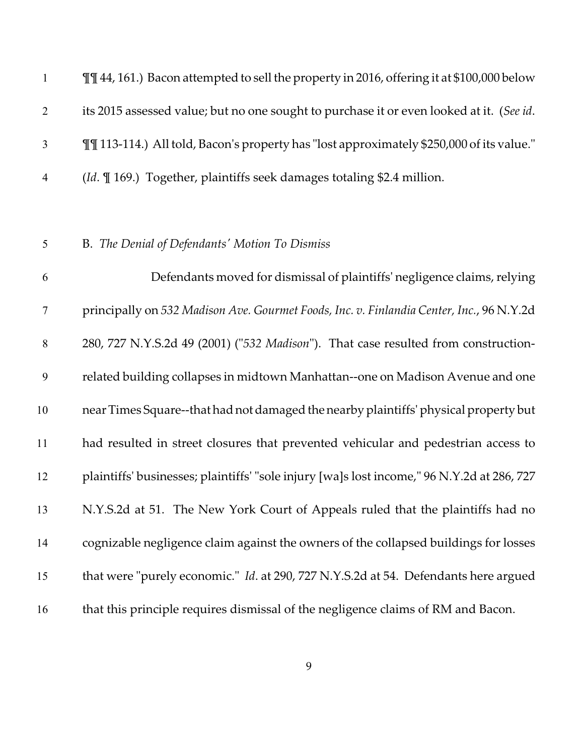¶¶ 44, 161.) Bacon attempted to sell the property in 2016, offering it at $100,000 below its 2015 assessed value; but no one sought to purchase it or even looked at it. (*See id*. ¶¶ 113-114.) All told, Bacon's property has "lost approximately $250,000 of its value." (*Id*. ¶ 169.) Together, plaintiffs seek damages totaling $2.4 million.

B. *The Denial of Defendants' Motion To Dismiss*

Defendants moved for dismissal of plaintiffs' negligence claims, relying principally on *532 Madison Ave. Gourmet Foods, Inc. v. Finlandia Center, Inc.*, 96 N.Y.2d 280, 727 N.Y.S.2d 49 (2001) ("*532 Madison*"). That case resulted from construction-related building collapses in midtown Manhattan--one on Madison Avenue and one near Times Square--that had not damaged the nearby plaintiffs' physical property but had resulted in street closures that prevented vehicular and pedestrian access to plaintiffs' businesses; plaintiffs' "sole injury [wa]s lost income," 96 N.Y.2d at 286, 727 N.Y.S.2d at 51. The New York Court of Appeals ruled that the plaintiffs had no cognizable negligence claim against the owners of the collapsed buildings for losses that were "purely economic." *Id*. at 290, 727 N.Y.S.2d at 54. Defendants here argued that this principle requires dismissal of the negligence claims of RM and Bacon.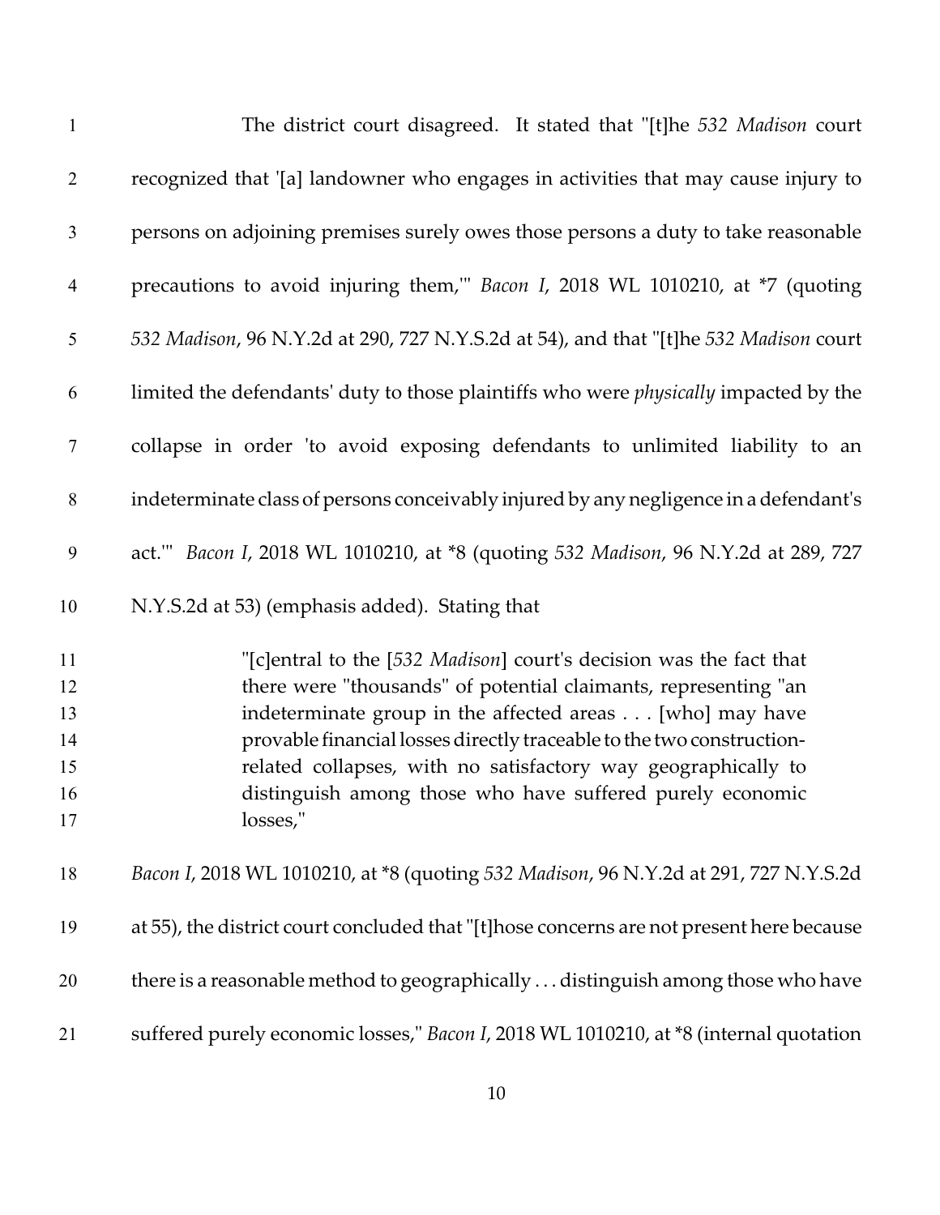The district court disagreed. It stated that "[t]he *532 Madison* court recognized that '[a] landowner who engages in activities that may cause injury to persons on adjoining premises surely owes those persons a duty to take reasonable precautions to avoid injuring them,'" *Bacon I*, 2018 WL 1010210, at *7 (quoting *532 Madison*, 96 N.Y.2d at 290, 727 N.Y.S.2d at 54), and that "[t]he *532 Madison* court limited the defendants' duty to those plaintiffs who were *physically* impacted by the collapse in order 'to avoid exposing defendants to unlimited liability to an indeterminate class of persons conceivably injured by any negligence in a defendant's act.'" *Bacon I*, 2018 WL 1010210, at *8 (quoting *532 Madison*, 96 N.Y.2d at 289, 727 N.Y.S.2d at 53) (emphasis added). Stating that

> "[c]entral to the [*532 Madison*] court's decision was the fact that there were "thousands" of potential claimants, representing "an indeterminate group in the affected areas . . . [who] may have provable financial losses directly traceable to the two construction-related collapses, with no satisfactory way geographically to distinguish among those who have suffered purely economic losses,"

*Bacon I*, 2018 WL 1010210, at *8 (quoting *532 Madison*, 96 N.Y.2d at 291, 727 N.Y.S.2d at 55), the district court concluded that "[t]hose concerns are not present here because there is a reasonable method to geographically . . . distinguish among those who have suffered purely economic losses," *Bacon I*, 2018 WL 1010210, at *8 (internal quotation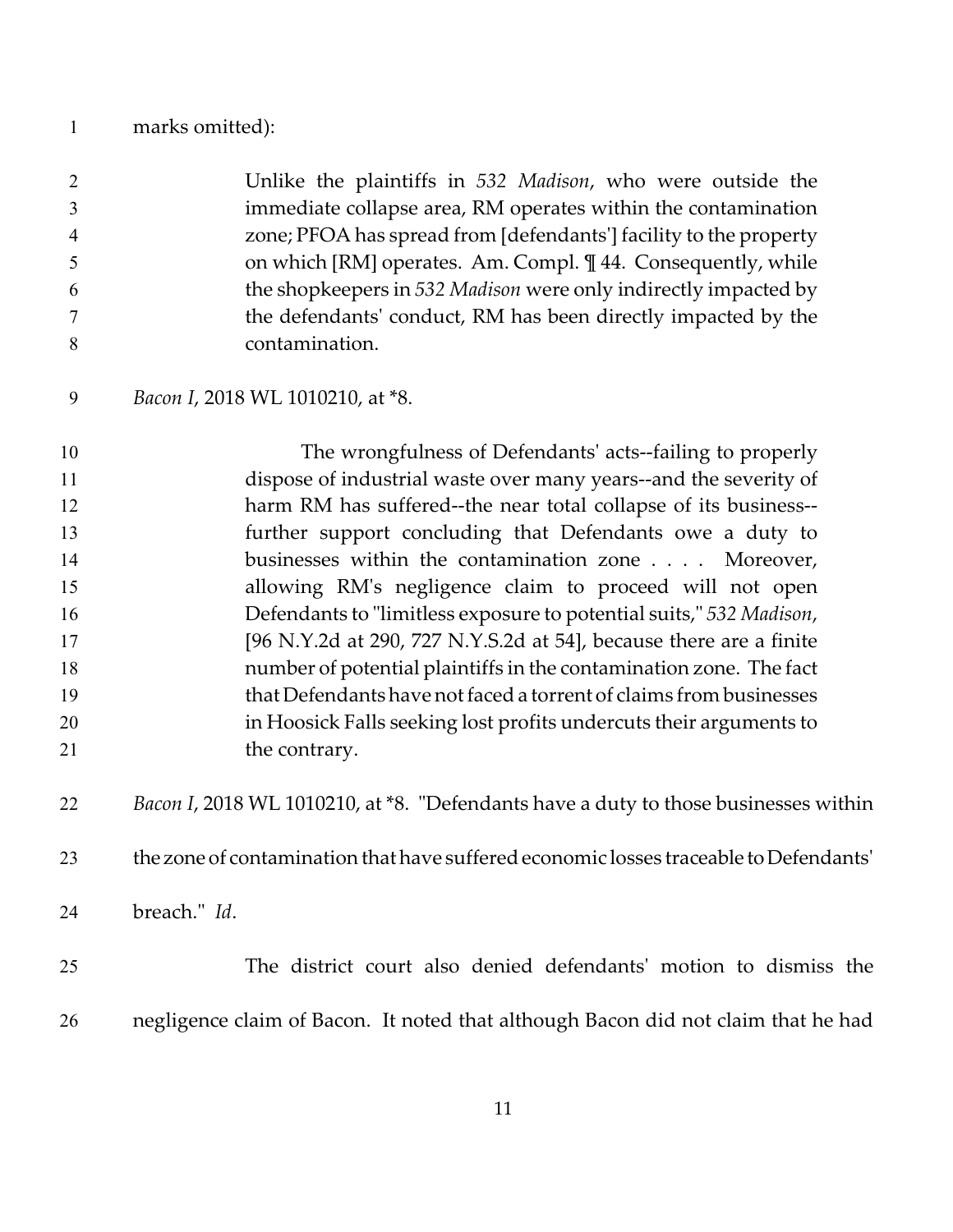marks omitted):

> Unlike the plaintiffs in *532 Madison*, who were outside the immediate collapse area, RM operates within the contamination zone; PFOA has spread from [defendants'] facility to the property on which [RM] operates. Am. Compl. ¶ 44. Consequently, while the shopkeepers in *532 Madison* were only indirectly impacted by the defendants' conduct, RM has been directly impacted by the contamination.

*Bacon I*, 2018 WL 1010210, at *8.

> The wrongfulness of Defendants' acts--failing to properly dispose of industrial waste over many years--and the severity of harm RM has suffered--the near total collapse of its business--further support concluding that Defendants owe a duty to businesses within the contamination zone . . . . Moreover, allowing RM's negligence claim to proceed will not open Defendants to "limitless exposure to potential suits," *532 Madison*, [96 N.Y.2d at 290, 727 N.Y.S.2d at 54], because there are a finite number of potential plaintiffs in the contamination zone. The fact that Defendants have not faced a torrent of claims from businesses in Hoosick Falls seeking lost profits undercuts their arguments to the contrary.

*Bacon I*, 2018 WL 1010210, at *8. "Defendants have a duty to those businesses within the zone of contamination that have suffered economic losses traceable to Defendants' breach." *Id*.

The district court also denied defendants' motion to dismiss the negligence claim of Bacon. It noted that although Bacon did not claim that he had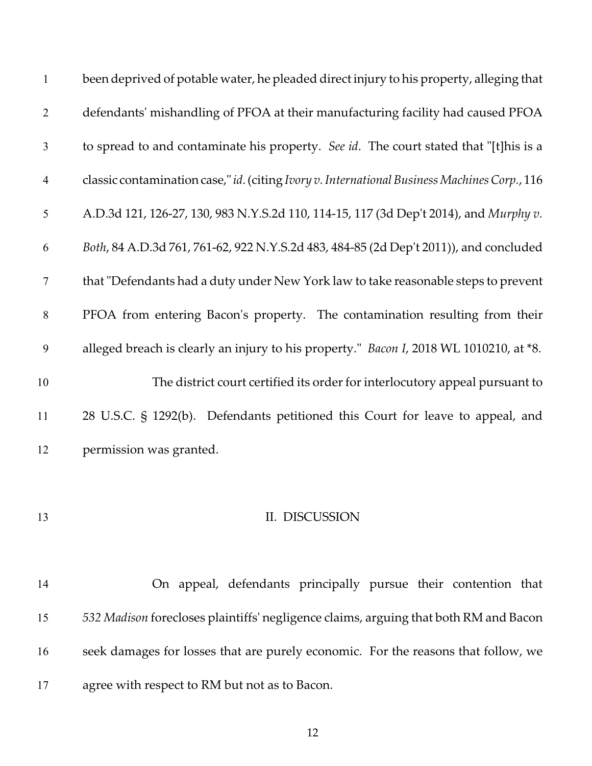been deprived of potable water, he pleaded direct injury to his property, alleging that defendants' mishandling of PFOA at their manufacturing facility had caused PFOA to spread to and contaminate his property. *See id*. The court stated that "[t]his is a classic contamination case," *id*. (citing *Ivory v. International Business Machines Corp.*, 116 A.D.3d 121, 126-27, 130, 983 N.Y.S.2d 110, 114-15, 117 (3d Dep't 2014), and *Murphy v. Both*, 84 A.D.3d 761, 761-62, 922 N.Y.S.2d 483, 484-85 (2d Dep't 2011)), and concluded that "Defendants had a duty under New York law to take reasonable steps to prevent PFOA from entering Bacon's property. The contamination resulting from their alleged breach is clearly an injury to his property." *Bacon I*, 2018 WL 1010210, at *8.

The district court certified its order for interlocutory appeal pursuant to 28 U.S.C. § 1292(b). Defendants petitioned this Court for leave to appeal, and permission was granted.

## II. DISCUSSION

On appeal, defendants principally pursue their contention that *532 Madison* forecloses plaintiffs' negligence claims, arguing that both RM and Bacon seek damages for losses that are purely economic. For the reasons that follow, we agree with respect to RM but not as to Bacon.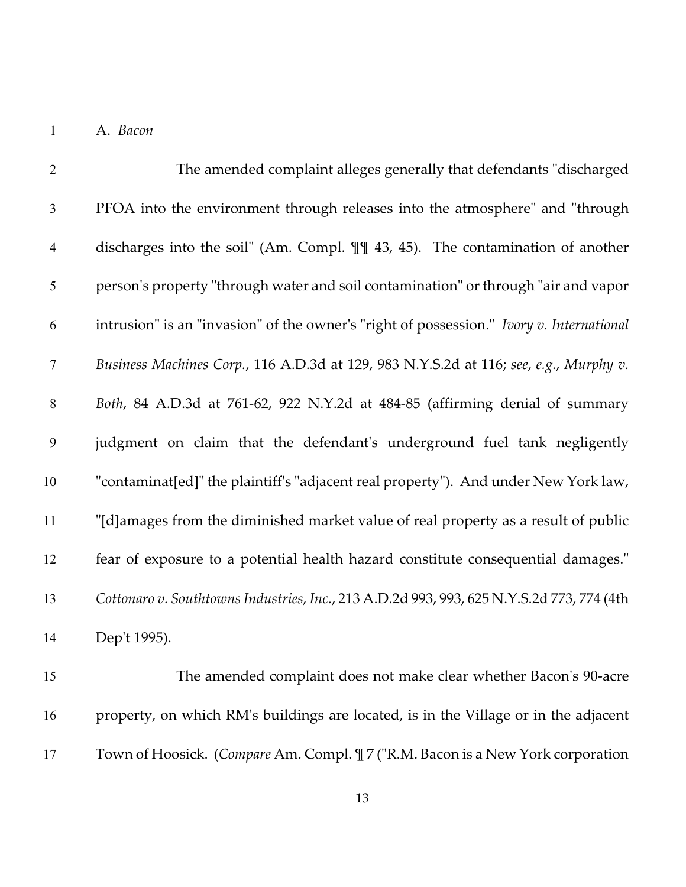A. *Bacon*

The amended complaint alleges generally that defendants "discharged PFOA into the environment through releases into the atmosphere" and "through discharges into the soil" (Am. Compl. ¶¶ 43, 45). The contamination of another person's property "through water and soil contamination" or through "air and vapor intrusion" is an "invasion" of the owner's "right of possession." *Ivory v. International Business Machines Corp.*, 116 A.D.3d at 129, 983 N.Y.S.2d at 116; *see*, *e.g.*, *Murphy v. Both*, 84 A.D.3d at 761-62, 922 N.Y.2d at 484-85 (affirming denial of summary judgment on claim that the defendant's underground fuel tank negligently "contaminat[ed]" the plaintiff's "adjacent real property"). And under New York law, "[d]amages from the diminished market value of real property as a result of public fear of exposure to a potential health hazard constitute consequential damages." *Cottonaro v. Southtowns Industries, Inc.*, 213 A.D.2d 993, 993, 625 N.Y.S.2d 773, 774 (4th Dep't 1995).

The amended complaint does not make clear whether Bacon's 90-acre property, on which RM's buildings are located, is in the Village or in the adjacent Town of Hoosick. (*Compare* Am. Compl. ¶ 7 ("R.M. Bacon is a New York corporation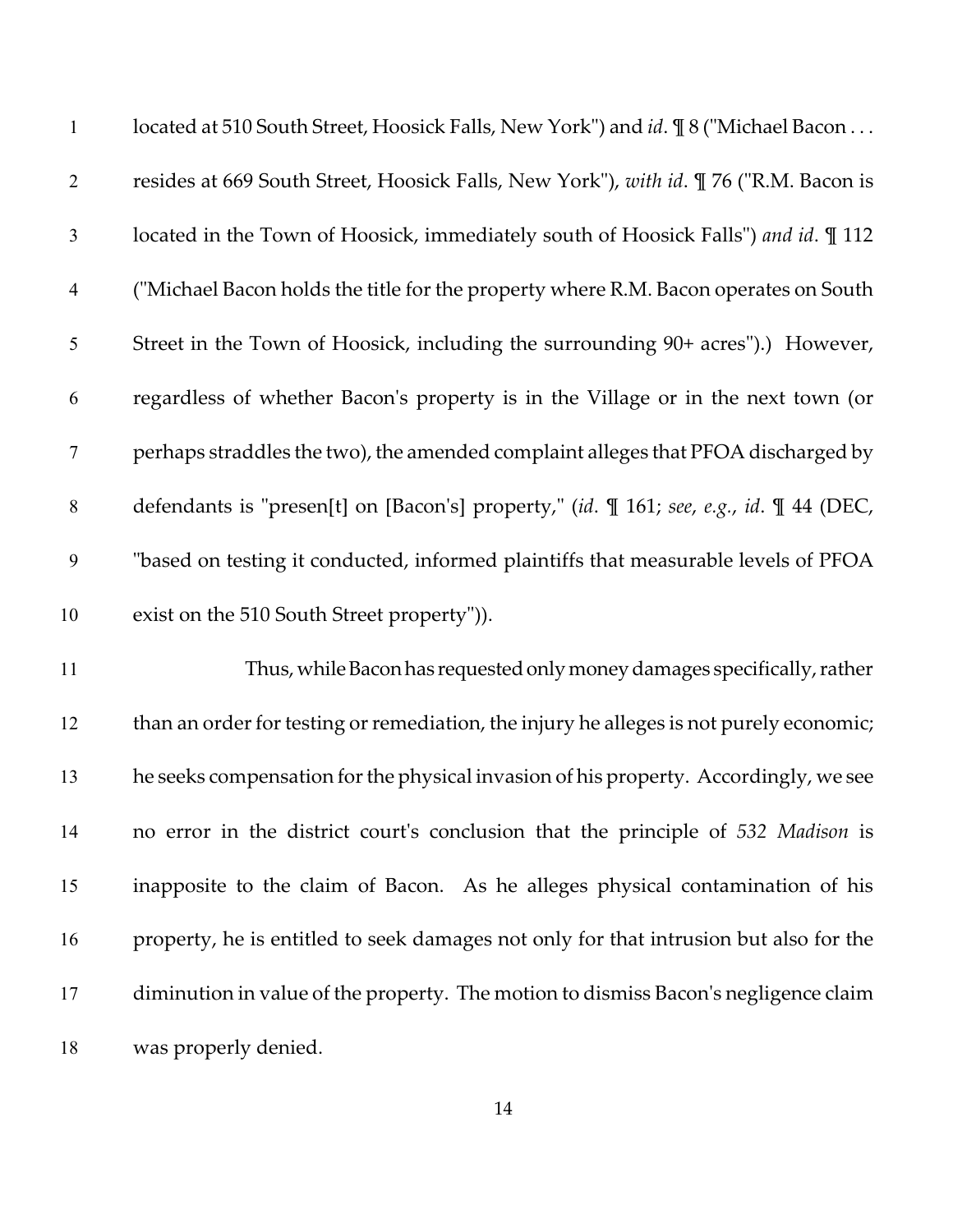located at 510 South Street, Hoosick Falls, New York") and *id*. ¶ 8 ("Michael Bacon . . . resides at 669 South Street, Hoosick Falls, New York"), *with id*. ¶ 76 ("R.M. Bacon is located in the Town of Hoosick, immediately south of Hoosick Falls") *and id*. ¶ 112 ("Michael Bacon holds the title for the property where R.M. Bacon operates on South Street in the Town of Hoosick, including the surrounding 90+ acres").) However, regardless of whether Bacon's property is in the Village or in the next town (or perhaps straddles the two), the amended complaint alleges that PFOA discharged by defendants is "presen[t] on [Bacon's] property," (*id*. ¶ 161; *see*, *e.g.*, *id*. ¶ 44 (DEC, "based on testing it conducted, informed plaintiffs that measurable levels of PFOA exist on the 510 South Street property")).

Thus, while Bacon has requested only money damages specifically, rather than an order for testing or remediation, the injury he alleges is not purely economic; he seeks compensation for the physical invasion of his property. Accordingly, we see no error in the district court's conclusion that the principle of *532 Madison* is inapposite to the claim of Bacon. As he alleges physical contamination of his property, he is entitled to seek damages not only for that intrusion but also for the diminution in value of the property. The motion to dismiss Bacon's negligence claim was properly denied.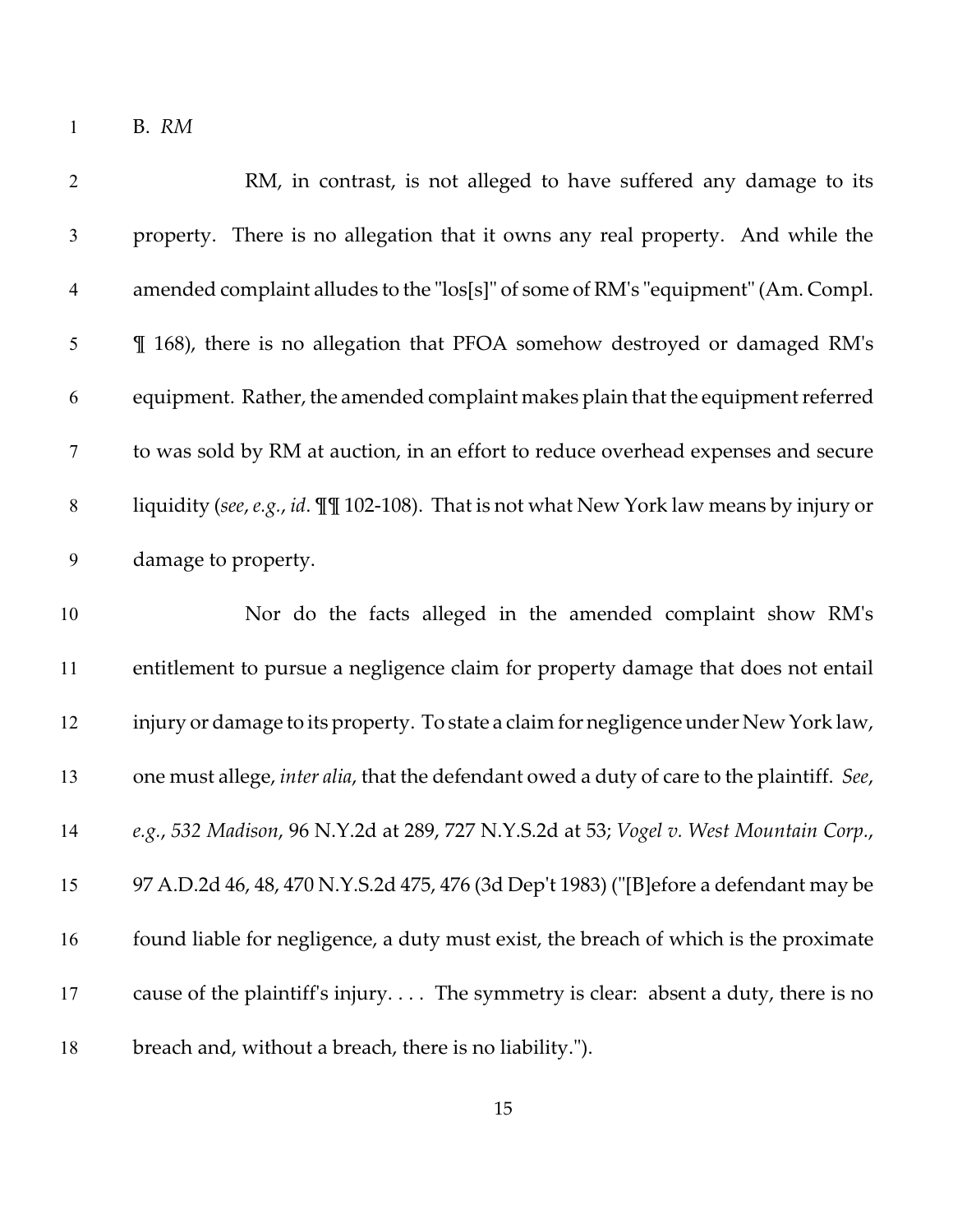### B. *RM*

RM, in contrast, is not alleged to have suffered any damage to its property. There is no allegation that it owns any real property. And while the amended complaint alludes to the "los[s]" of some of RM's "equipment" (Am. Compl. ¶ 168), there is no allegation that PFOA somehow destroyed or damaged RM's equipment. Rather, the amended complaint makes plain that the equipment referred to was sold by RM at auction, in an effort to reduce overhead expenses and secure liquidity (*see*, *e.g.*, *id*. ¶¶ 102-108). That is not what New York law means by injury or damage to property.

Nor do the facts alleged in the amended complaint show RM's entitlement to pursue a negligence claim for property damage that does not entail injury or damage to its property. To state a claim for negligence under New York law, one must allege, *inter alia*, that the defendant owed a duty of care to the plaintiff. *See*, *e.g.*, *532 Madison*, 96 N.Y.2d at 289, 727 N.Y.S.2d at 53; *Vogel v. West Mountain Corp.*, 97 A.D.2d 46, 48, 470 N.Y.S.2d 475, 476 (3d Dep't 1983) ("[B]efore a defendant may be found liable for negligence, a duty must exist, the breach of which is the proximate cause of the plaintiff's injury. . . . The symmetry is clear: absent a duty, there is no breach and, without a breach, there is no liability.").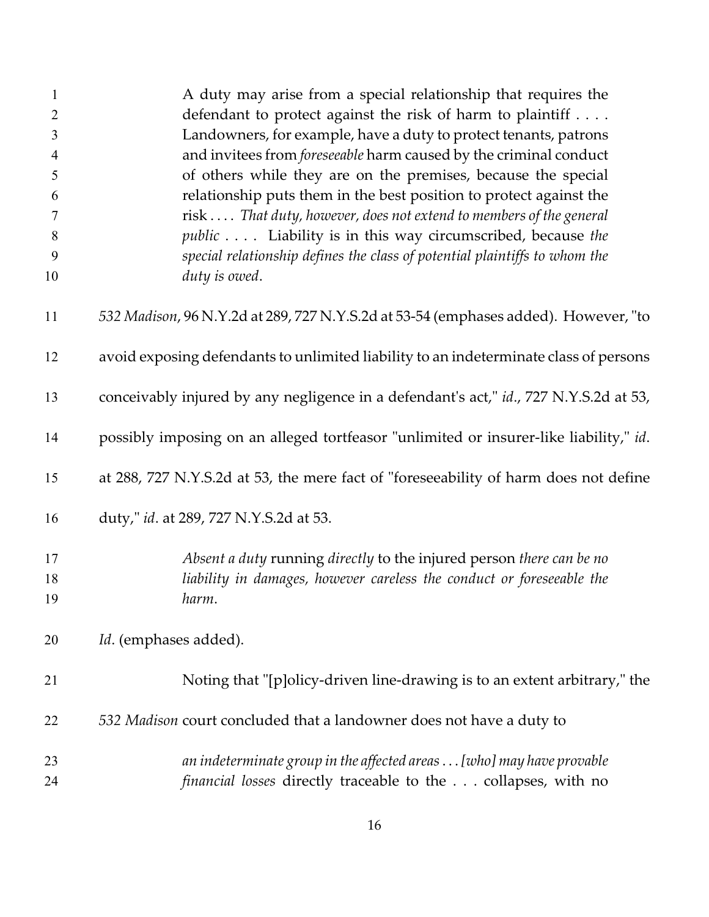> A duty may arise from a special relationship that requires the defendant to protect against the risk of harm to plaintiff . . . . Landowners, for example, have a duty to protect tenants, patrons and invitees from *foreseeable* harm caused by the criminal conduct of others while they are on the premises, because the special relationship puts them in the best position to protect against the risk . . . . *That duty, however, does not extend to members of the general public* . . . . Liability is in this way circumscribed, because *the special relationship defines the class of potential plaintiffs to whom the duty is owed*.

*532 Madison*, 96 N.Y.2d at 289, 727 N.Y.S.2d at 53-54 (emphases added). However, "to avoid exposing defendants to unlimited liability to an indeterminate class of persons conceivably injured by any negligence in a defendant's act," *id*., 727 N.Y.S.2d at 53, possibly imposing on an alleged tortfeasor "unlimited or insurer-like liability," *id*. at 288, 727 N.Y.S.2d at 53, the mere fact of "foreseeability of harm does not define duty," *id*. at 289, 727 N.Y.S.2d at 53.

> *Absent a duty* running *directly* to the injured person *there can be no liability in damages, however careless the conduct or foreseeable the harm*.

*Id*. (emphases added).

Noting that "[p]olicy-driven line-drawing is to an extent arbitrary," the *532 Madison* court concluded that a landowner does not have a duty to

> *an indeterminate group in the affected areas . . . [who] may have provable financial losses* directly traceable to the . . . collapses, with no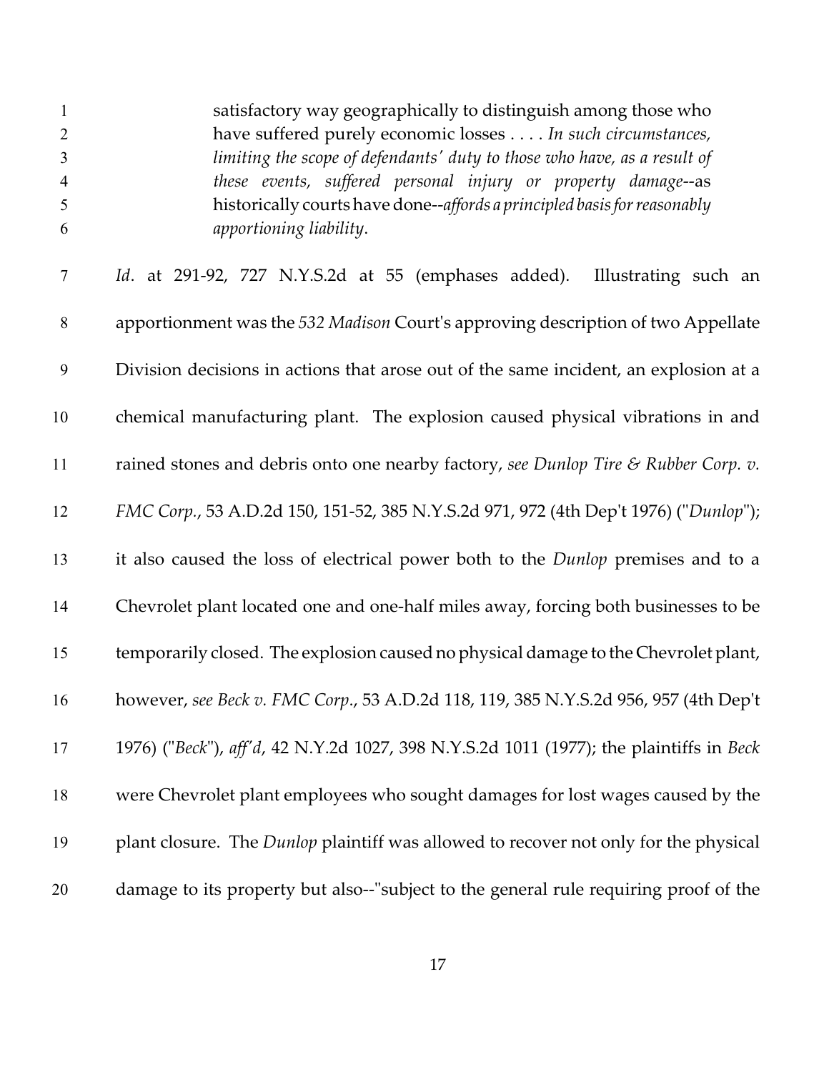> satisfactory way geographically to distinguish among those who have suffered purely economic losses . . . . *In such circumstances, limiting the scope of defendants' duty to those who have, as a result of these events, suffered personal injury or property damage*--as historically courts have done--*affords a principled basis for reasonably apportioning liability*.

*Id*. at 291-92, 727 N.Y.S.2d at 55 (emphases added). Illustrating such an apportionment was the *532 Madison* Court's approving description of two Appellate Division decisions in actions that arose out of the same incident, an explosion at a chemical manufacturing plant. The explosion caused physical vibrations in and rained stones and debris onto one nearby factory, *see Dunlop Tire & Rubber Corp. v. FMC Corp.*, 53 A.D.2d 150, 151-52, 385 N.Y.S.2d 971, 972 (4th Dep't 1976) ("*Dunlop*"); it also caused the loss of electrical power both to the *Dunlop* premises and to a Chevrolet plant located one and one-half miles away, forcing both businesses to be temporarily closed. The explosion caused no physical damage to the Chevrolet plant, however, *see Beck v. FMC Corp*., 53 A.D.2d 118, 119, 385 N.Y.S.2d 956, 957 (4th Dep't 1976) ("*Beck*"), *aff'd*, 42 N.Y.2d 1027, 398 N.Y.S.2d 1011 (1977); the plaintiffs in *Beck* were Chevrolet plant employees who sought damages for lost wages caused by the plant closure. The *Dunlop* plaintiff was allowed to recover not only for the physical damage to its property but also--"subject to the general rule requiring proof of the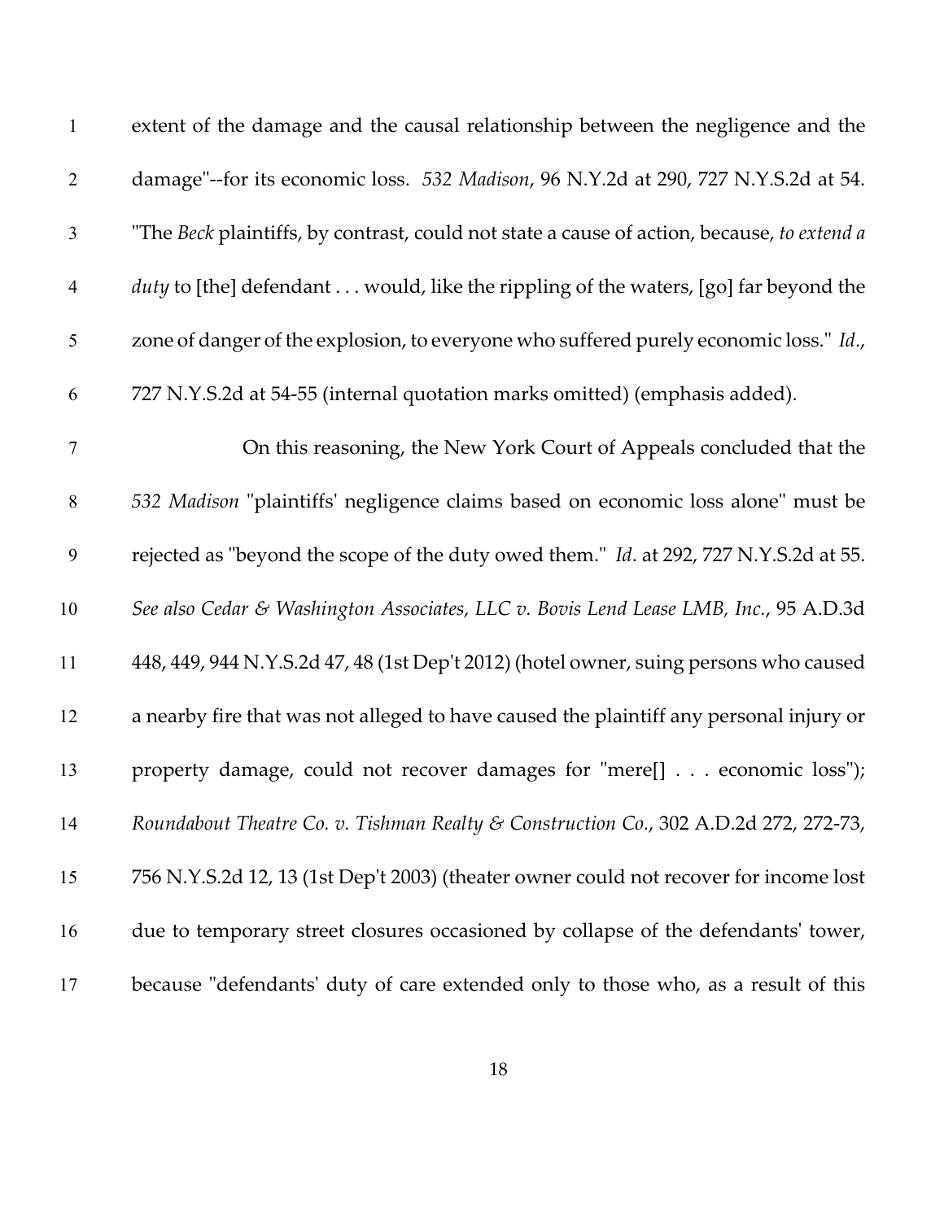extent of the damage and the causal relationship between the negligence and the damage"--for its economic loss. *532 Madison*, 96 N.Y.2d at 290, 727 N.Y.S.2d at 54. "The *Beck* plaintiffs, by contrast, could not state a cause of action, because, *to extend a duty* to [the] defendant . . . would, like the rippling of the waters, [go] far beyond the zone of danger of the explosion, to everyone who suffered purely economic loss." *Id*., 727 N.Y.S.2d at 54-55 (internal quotation marks omitted) (emphasis added).

On this reasoning, the New York Court of Appeals concluded that the *532 Madison* "plaintiffs' negligence claims based on economic loss alone" must be rejected as "beyond the scope of the duty owed them." *Id*. at 292, 727 N.Y.S.2d at 55. *See also Cedar & Washington Associates, LLC v. Bovis Lend Lease LMB, Inc.*, 95 A.D.3d 448, 449, 944 N.Y.S.2d 47, 48 (1st Dep't 2012) (hotel owner, suing persons who caused a nearby fire that was not alleged to have caused the plaintiff any personal injury or property damage, could not recover damages for "mere[] . . . economic loss"); *Roundabout Theatre Co. v. Tishman Realty & Construction Co.*, 302 A.D.2d 272, 272-73, 756 N.Y.S.2d 12, 13 (1st Dep't 2003) (theater owner could not recover for income lost due to temporary street closures occasioned by collapse of the defendants' tower, because "defendants' duty of care extended only to those who, as a result of this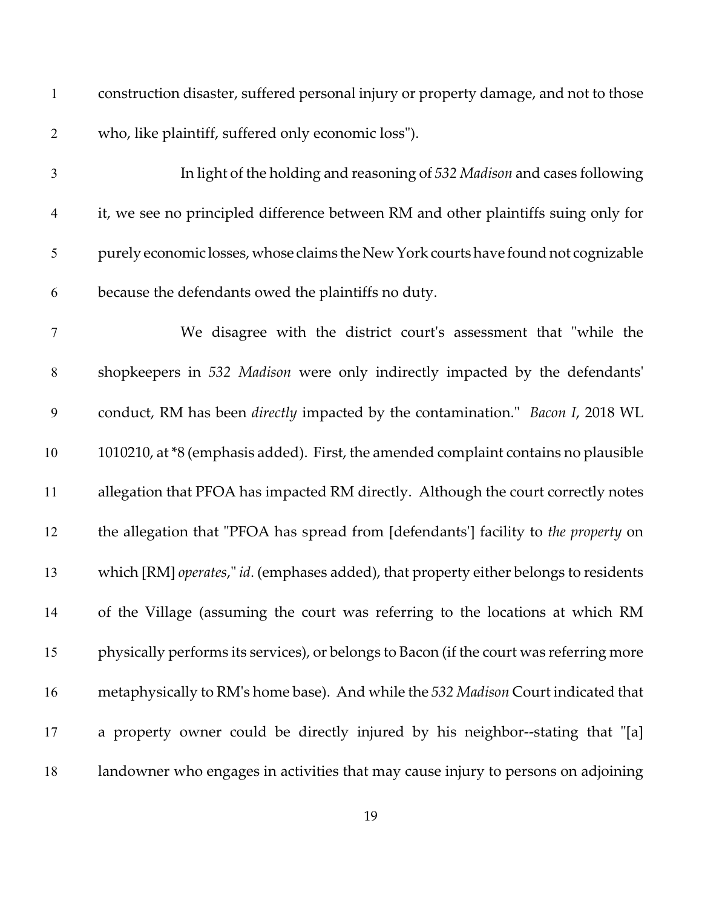construction disaster, suffered personal injury or property damage, and not to those who, like plaintiff, suffered only economic loss").

In light of the holding and reasoning of *532 Madison* and cases following it, we see no principled difference between RM and other plaintiffs suing only for purely economic losses, whose claims the New York courts have found not cognizable because the defendants owed the plaintiffs no duty.

We disagree with the district court's assessment that "while the shopkeepers in *532 Madison* were only indirectly impacted by the defendants' conduct, RM has been *directly* impacted by the contamination." *Bacon I*, 2018 WL 1010210, at *8 (emphasis added). First, the amended complaint contains no plausible allegation that PFOA has impacted RM directly. Although the court correctly notes the allegation that "PFOA has spread from [defendants'] facility to *the property* on which [RM] *operates*," *id*. (emphases added), that property either belongs to residents of the Village (assuming the court was referring to the locations at which RM physically performs its services), or belongs to Bacon (if the court was referring more metaphysically to RM's home base). And while the *532 Madison* Court indicated that a property owner could be directly injured by his neighbor--stating that "[a] landowner who engages in activities that may cause injury to persons on adjoining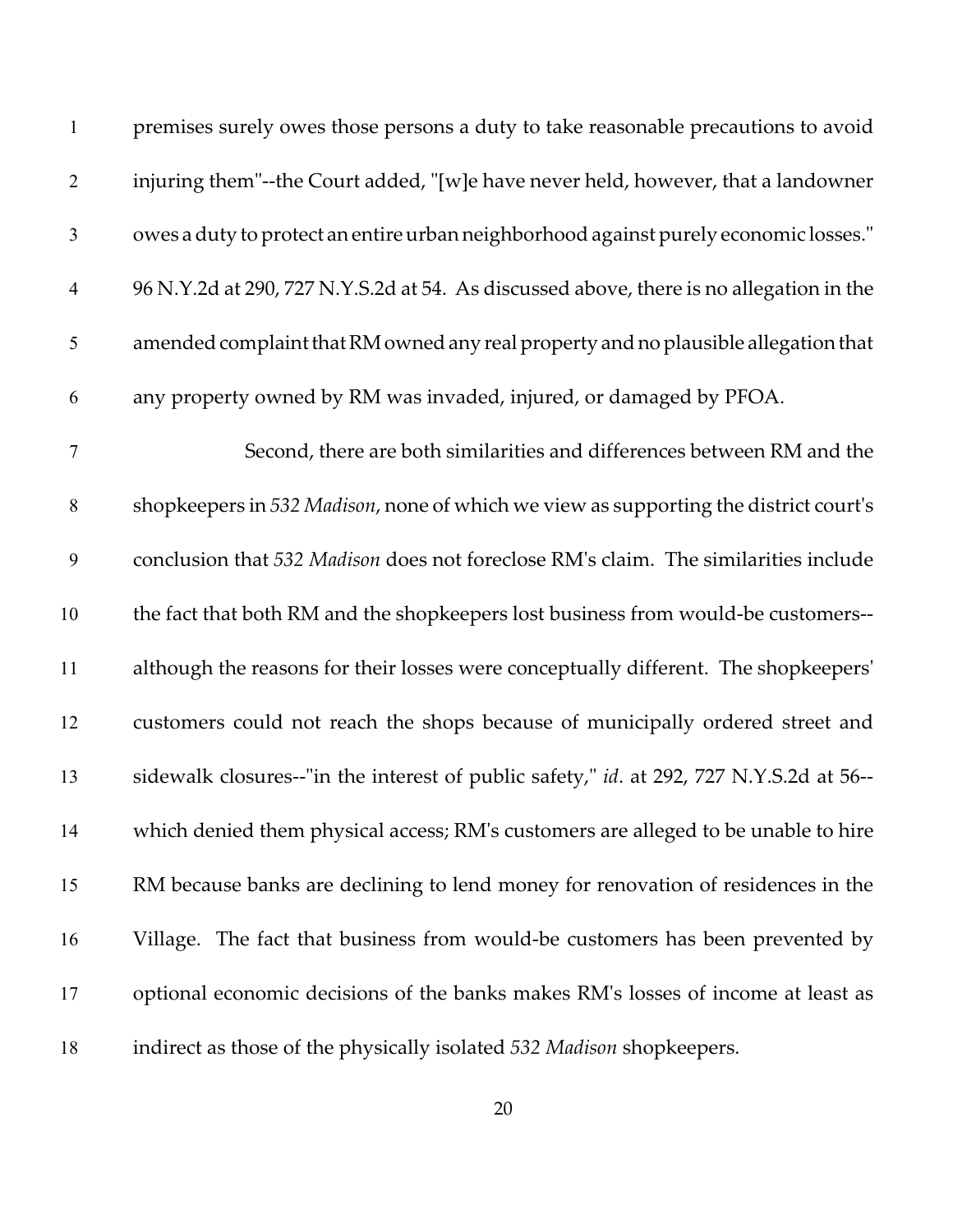premises surely owes those persons a duty to take reasonable precautions to avoid injuring them"--the Court added, "[w]e have never held, however, that a landowner owes a duty to protect an entire urban neighborhood against purely economic losses." 96 N.Y.2d at 290, 727 N.Y.S.2d at 54. As discussed above, there is no allegation in the amended complaint that RM owned any real property and no plausible allegation that any property owned by RM was invaded, injured, or damaged by PFOA.

Second, there are both similarities and differences between RM and the shopkeepers in *532 Madison*, none of which we view as supporting the district court's conclusion that *532 Madison* does not foreclose RM's claim. The similarities include the fact that both RM and the shopkeepers lost business from would-be customers--although the reasons for their losses were conceptually different. The shopkeepers' customers could not reach the shops because of municipally ordered street and sidewalk closures--"in the interest of public safety," *id*. at 292, 727 N.Y.S.2d at 56--which denied them physical access; RM's customers are alleged to be unable to hire RM because banks are declining to lend money for renovation of residences in the Village. The fact that business from would-be customers has been prevented by optional economic decisions of the banks makes RM's losses of income at least as indirect as those of the physically isolated *532 Madison* shopkeepers.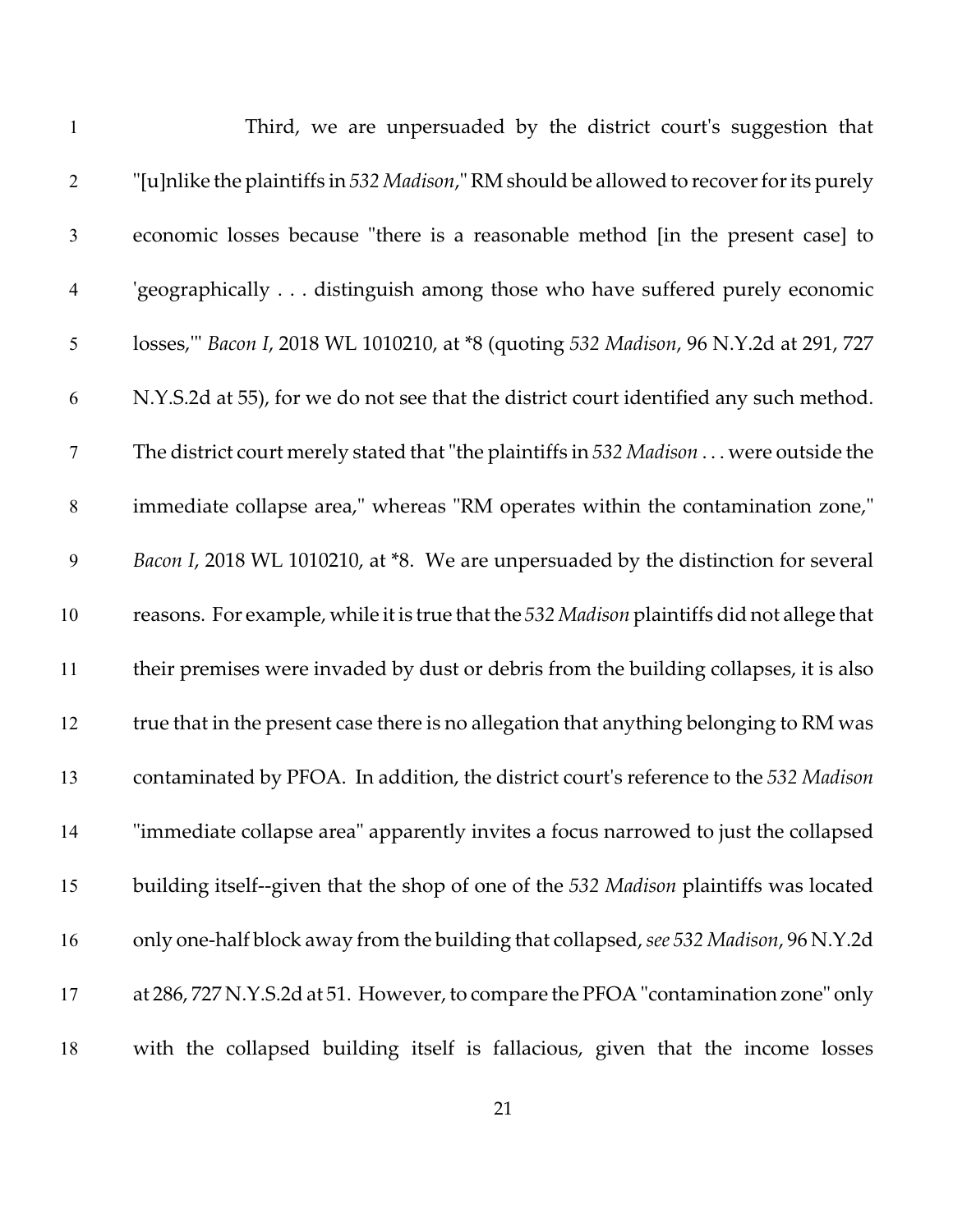Third, we are unpersuaded by the district court's suggestion that "[u]nlike the plaintiffs in *532 Madison*," RM should be allowed to recover for its purely economic losses because "there is a reasonable method [in the present case] to 'geographically . . . distinguish among those who have suffered purely economic losses,'" *Bacon I*, 2018 WL 1010210, at *8 (quoting *532 Madison*, 96 N.Y.2d at 291, 727 N.Y.S.2d at 55), for we do not see that the district court identified any such method. The district court merely stated that "the plaintiffs in *532 Madison* . . . were outside the immediate collapse area," whereas "RM operates within the contamination zone," *Bacon I*, 2018 WL 1010210, at *8. We are unpersuaded by the distinction for several reasons. For example, while it is true that the *532 Madison* plaintiffs did not allege that their premises were invaded by dust or debris from the building collapses, it is also true that in the present case there is no allegation that anything belonging to RM was contaminated by PFOA. In addition, the district court's reference to the *532 Madison* "immediate collapse area" apparently invites a focus narrowed to just the collapsed building itself--given that the shop of one of the *532 Madison* plaintiffs was located only one-half block away from the building that collapsed, *see 532 Madison*, 96 N.Y.2d at 286, 727 N.Y.S.2d at 51. However, to compare the PFOA "contamination zone" only with the collapsed building itself is fallacious, given that the income losses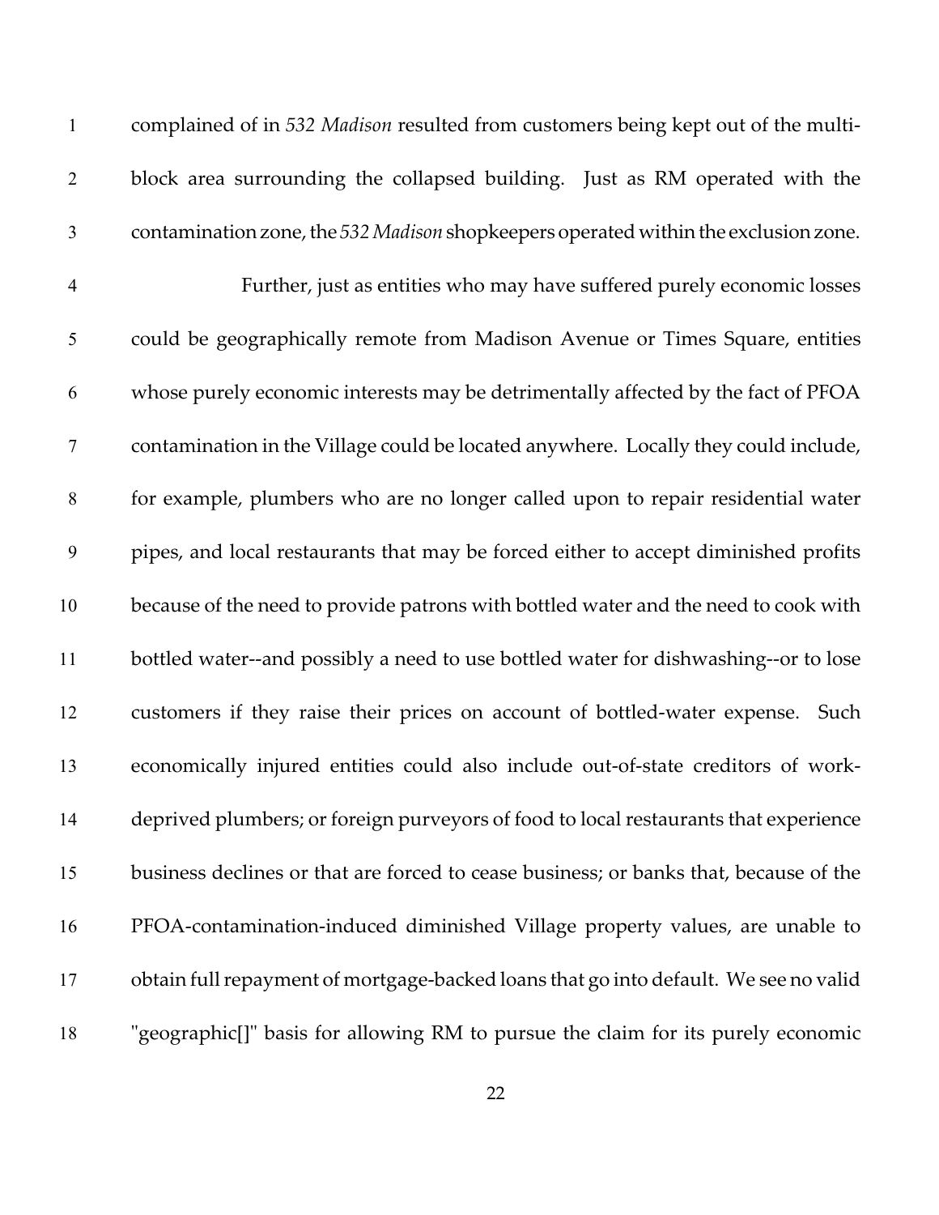complained of in *532 Madison* resulted from customers being kept out of the multi-block area surrounding the collapsed building. Just as RM operated with the contamination zone, the *532 Madison* shopkeepers operated within the exclusion zone.

Further, just as entities who may have suffered purely economic losses could be geographically remote from Madison Avenue or Times Square, entities whose purely economic interests may be detrimentally affected by the fact of PFOA contamination in the Village could be located anywhere. Locally they could include, for example, plumbers who are no longer called upon to repair residential water pipes, and local restaurants that may be forced either to accept diminished profits because of the need to provide patrons with bottled water and the need to cook with bottled water--and possibly a need to use bottled water for dishwashing--or to lose customers if they raise their prices on account of bottled-water expense. Such economically injured entities could also include out-of-state creditors of work-deprived plumbers; or foreign purveyors of food to local restaurants that experience business declines or that are forced to cease business; or banks that, because of the PFOA-contamination-induced diminished Village property values, are unable to obtain full repayment of mortgage-backed loans that go into default. We see no valid "geographic[]" basis for allowing RM to pursue the claim for its purely economic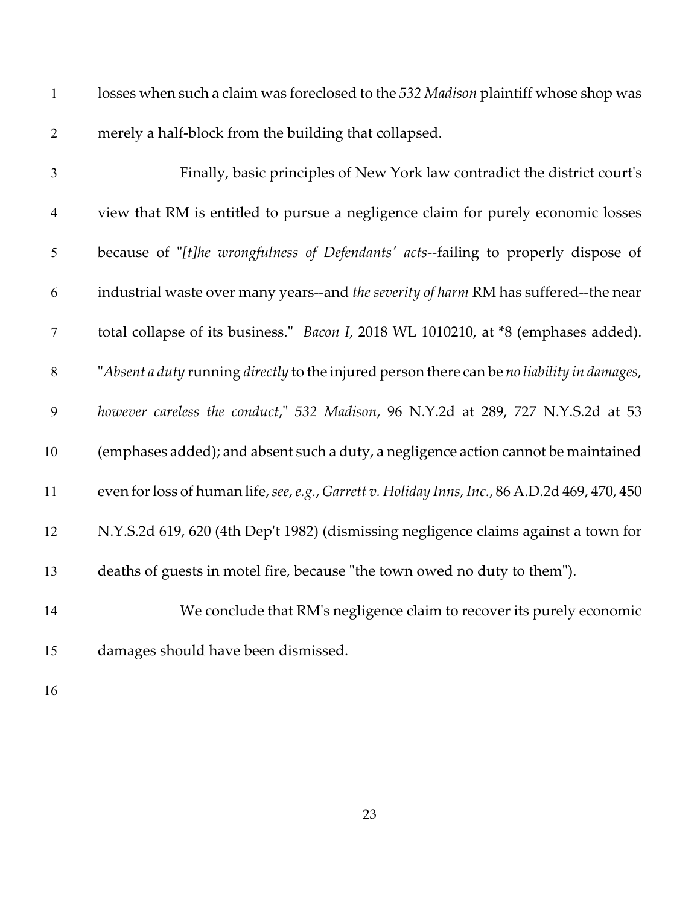losses when such a claim was foreclosed to the *532 Madison* plaintiff whose shop was merely a half-block from the building that collapsed.

Finally, basic principles of New York law contradict the district court's view that RM is entitled to pursue a negligence claim for purely economic losses because of "*[t]he wrongfulness of Defendants' acts*--failing to properly dispose of industrial waste over many years--and *the severity of harm* RM has suffered--the near total collapse of its business." *Bacon I*, 2018 WL 1010210, at *8 (emphases added). "*Absent a duty* running *directly* to the injured person there can be *no liability in damages, however careless the conduct*," *532 Madison*, 96 N.Y.2d at 289, 727 N.Y.S.2d at 53 (emphases added); and absent such a duty, a negligence action cannot be maintained even for loss of human life, *see, e.g.*, *Garrett v. Holiday Inns, Inc.*, 86 A.D.2d 469, 470, 450 N.Y.S.2d 619, 620 (4th Dep't 1982) (dismissing negligence claims against a town for deaths of guests in motel fire, because "the town owed no duty to them").

We conclude that RM's negligence claim to recover its purely economic damages should have been dismissed.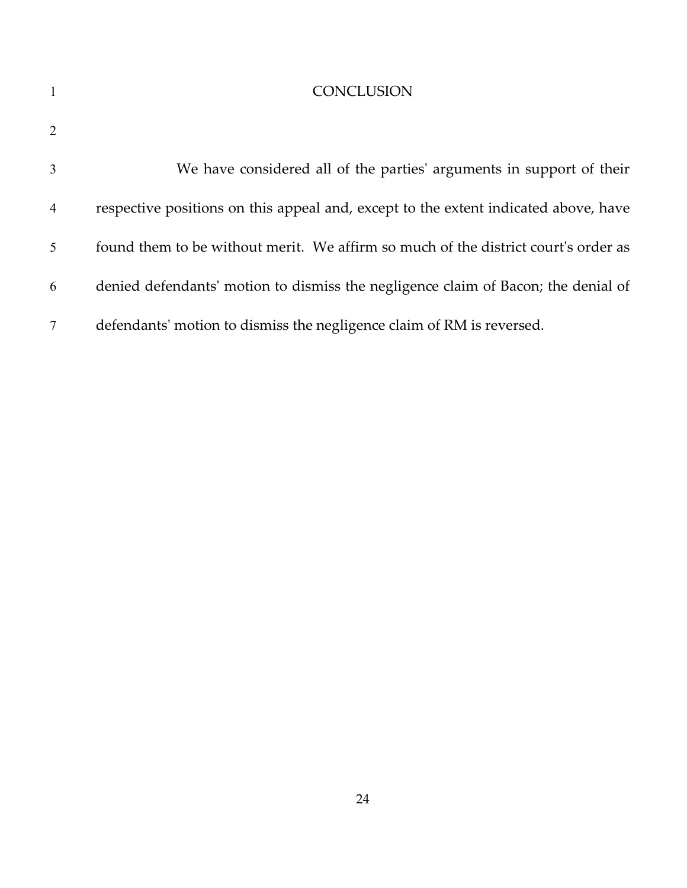## CONCLUSION

We have considered all of the parties' arguments in support of their respective positions on this appeal and, except to the extent indicated above, have found them to be without merit. We affirm so much of the district court's order as denied defendants' motion to dismiss the negligence claim of Bacon; the denial of defendants' motion to dismiss the negligence claim of RM is reversed.